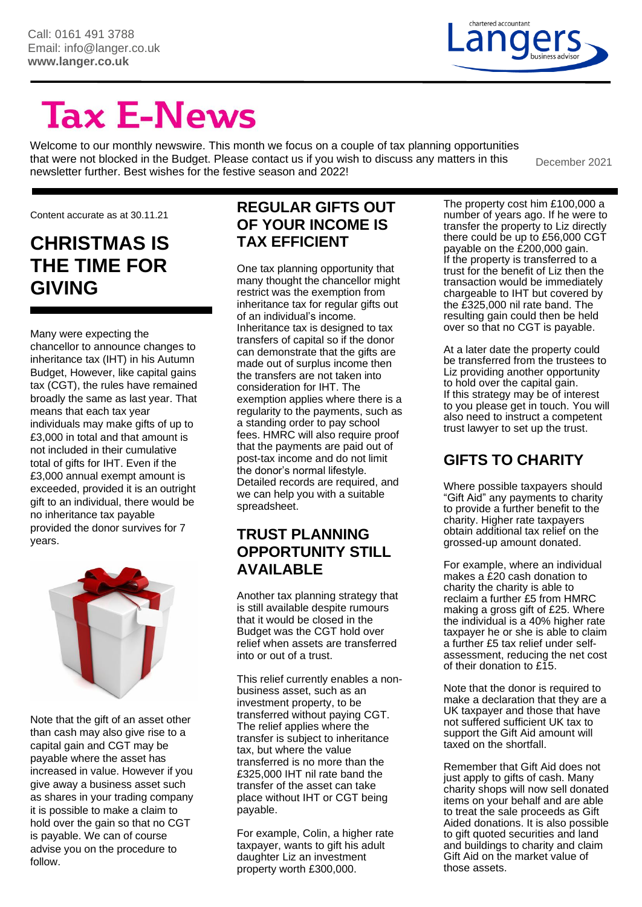Call: 0161 491 3788
Email: info@langer.co.uk
**www.langer.co.uk**

# Tax E-News

Welcome to our monthly newswire. This month we focus on a couple of tax planning opportunities that were not blocked in the Budget. Please contact us if you wish to discuss any matters in this newsletter further. Best wishes for the festive season and 2022!

December 2021

Content accurate as at 30.11.21

## CHRISTMAS IS THE TIME FOR GIVING

Many were expecting the chancellor to announce changes to inheritance tax (IHT) in his Autumn Budget, However, like capital gains tax (CGT), the rules have remained broadly the same as last year. That means that each tax year individuals may make gifts of up to £3,000 in total and that amount is not included in their cumulative total of gifts for IHT. Even if the £3,000 annual exempt amount is exceeded, provided it is an outright gift to an individual, there would be no inheritance tax payable provided the donor survives for 7 years.

Note that the gift of an asset other than cash may also give rise to a capital gain and CGT may be payable where the asset has increased in value. However if you give away a business asset such as shares in your trading company it is possible to make a claim to hold over the gain so that no CGT is payable. We can of course advise you on the procedure to follow.

## REGULAR GIFTS OUT OF YOUR INCOME IS TAX EFFICIENT

One tax planning opportunity that many thought the chancellor might restrict was the exemption from inheritance tax for regular gifts out of an individual's income. Inheritance tax is designed to tax transfers of capital so if the donor can demonstrate that the gifts are made out of surplus income then the transfers are not taken into consideration for IHT. The exemption applies where there is a regularity to the payments, such as a standing order to pay school fees. HMRC will also require proof that the payments are paid out of post-tax income and do not limit the donor's normal lifestyle. Detailed records are required, and we can help you with a suitable spreadsheet.

## TRUST PLANNING OPPORTUNITY STILL AVAILABLE

Another tax planning strategy that is still available despite rumours that it would be closed in the Budget was the CGT hold over relief when assets are transferred into or out of a trust.

This relief currently enables a non-business asset, such as an investment property, to be transferred without paying CGT. The relief applies where the transfer is subject to inheritance tax, but where the value transferred is no more than the £325,000 IHT nil rate band the transfer of the asset can take place without IHT or CGT being payable.

For example, Colin, a higher rate taxpayer, wants to gift his adult daughter Liz an investment property worth £300,000.

The property cost him £100,000 a number of years ago. If he were to transfer the property to Liz directly there could be up to £56,000 CGT payable on the £200,000 gain. If the property is transferred to a trust for the benefit of Liz then the transaction would be immediately chargeable to IHT but covered by the £325,000 nil rate band. The resulting gain could then be held over so that no CGT is payable.

At a later date the property could be transferred from the trustees to Liz providing another opportunity to hold over the capital gain. If this strategy may be of interest to you please get in touch. You will also need to instruct a competent trust lawyer to set up the trust.

## GIFTS TO CHARITY

Where possible taxpayers should "Gift Aid" any payments to charity to provide a further benefit to the charity. Higher rate taxpayers obtain additional tax relief on the grossed-up amount donated.

For example, where an individual makes a £20 cash donation to charity the charity is able to reclaim a further £5 from HMRC making a gross gift of £25. Where the individual is a 40% higher rate taxpayer he or she is able to claim a further £5 tax relief under self-assessment, reducing the net cost of their donation to £15.

Note that the donor is required to make a declaration that they are a UK taxpayer and those that have not suffered sufficient UK tax to support the Gift Aid amount will taxed on the shortfall.

Remember that Gift Aid does not just apply to gifts of cash. Many charity shops will now sell donated items on your behalf and are able to treat the sale proceeds as Gift Aided donations. It is also possible to gift quoted securities and land and buildings to charity and claim Gift Aid on the market value of those assets.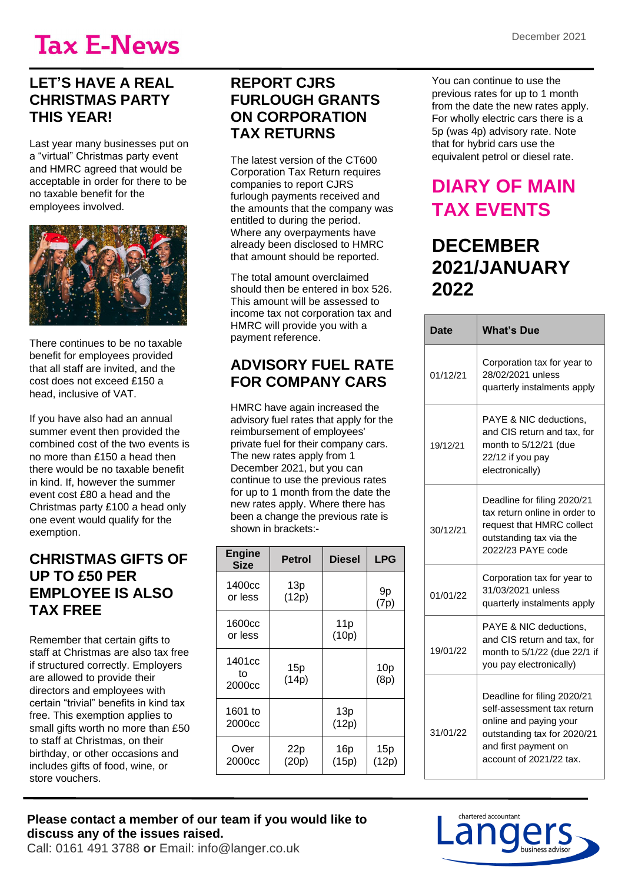# Tax E-News

December 2021

## LET'S HAVE A REAL CHRISTMAS PARTY THIS YEAR!

Last year many businesses put on a "virtual" Christmas party event and HMRC agreed that would be acceptable in order for there to be no taxable benefit for the employees involved.

There continues to be no taxable benefit for employees provided that all staff are invited, and the cost does not exceed £150 a head, inclusive of VAT.

If you have also had an annual summer event then provided the combined cost of the two events is no more than £150 a head then there would be no taxable benefit in kind. If, however the summer event cost £80 a head and the Christmas party £100 a head only one event would qualify for the exemption.

## CHRISTMAS GIFTS OF UP TO £50 PER EMPLOYEE IS ALSO TAX FREE

Remember that certain gifts to staff at Christmas are also tax free if structured correctly. Employers are allowed to provide their directors and employees with certain "trivial" benefits in kind tax free. This exemption applies to small gifts worth no more than £50 to staff at Christmas, on their birthday, or other occasions and includes gifts of food, wine, or store vouchers.

## REPORT CJRS FURLOUGH GRANTS ON CORPORATION TAX RETURNS

The latest version of the CT600 Corporation Tax Return requires companies to report CJRS furlough payments received and the amounts that the company was entitled to during the period. Where any overpayments have already been disclosed to HMRC that amount should be reported.

The total amount overclaimed should then be entered in box 526. This amount will be assessed to income tax not corporation tax and HMRC will provide you with a payment reference.

## ADVISORY FUEL RATE FOR COMPANY CARS

HMRC have again increased the advisory fuel rates that apply for the reimbursement of employees' private fuel for their company cars. The new rates apply from 1 December 2021, but you can continue to use the previous rates for up to 1 month from the date the new rates apply. Where there has been a change the previous rate is shown in brackets:-

| Engine Size | Petrol | Diesel | LPG |
|---|---|---|---|
| 1400cc or less | 13p (12p) | | 9p (7p) |
| 1600cc or less | | 11p (10p) | |
| 1401cc to 2000cc | 15p (14p) | | 10p (8p) |
| 1601 to 2000cc | | 13p (12p) | |
| Over 2000cc | 22p (20p) | 16p (15p) | 15p (12p) |

You can continue to use the previous rates for up to 1 month from the date the new rates apply. For wholly electric cars there is a 5p (was 4p) advisory rate. Note that for hybrid cars use the equivalent petrol or diesel rate.

## DIARY OF MAIN TAX EVENTS

## DECEMBER 2021/JANUARY 2022

| Date | What's Due |
|---|---|
| 01/12/21 | Corporation tax for year to 28/02/2021 unless quarterly instalments apply |
| 19/12/21 | PAYE & NIC deductions, and CIS return and tax, for month to 5/12/21 (due 22/12 if you pay electronically) |
| 30/12/21 | Deadline for filing 2020/21 tax return online in order to request that HMRC collect outstanding tax via the 2022/23 PAYE code |
| 01/01/22 | Corporation tax for year to 31/03/2021 unless quarterly instalments apply |
| 19/01/22 | PAYE & NIC deductions, and CIS return and tax, for month to 5/1/22 (due 22/1 if you pay electronically) |
| 31/01/22 | Deadline for filing 2020/21 self-assessment tax return online and paying your outstanding tax for 2020/21 and first payment on account of 2021/22 tax. |

**Please contact a member of our team if you would like to discuss any of the issues raised.**
Call: 0161 491 3788 **or** Email: info@langer.co.uk

chartered accountant Langers business advisor